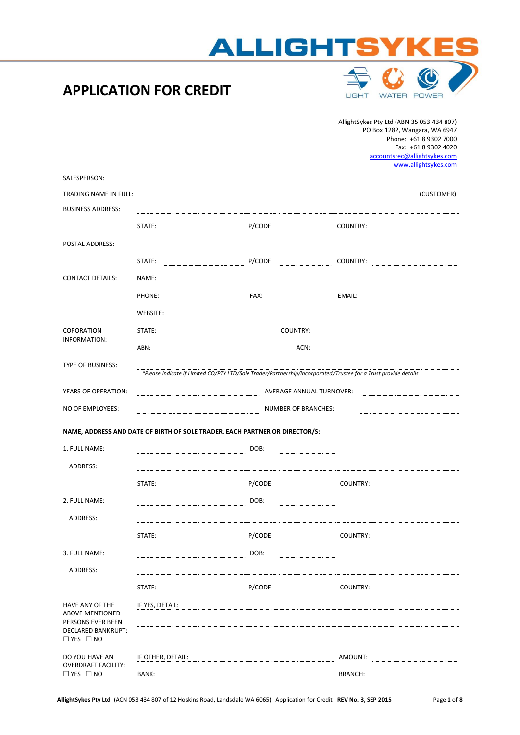ALLIGHTSYKES

LIGHT WATER POWER

# APPLICATION FOR CREDIT

AllightSykes Pty Ltd (ABN 35 053 434 807)
PO Box 1282, Wangara, WA 6947
Phone: +61 8 9302 7000
Fax: +61 8 9302 4020
accountsrec@allightsykes.com
www.allightsykes.com

SALESPERSON: ..................................................

TRADING NAME IN FULL: .................................................. (CUSTOMER)

BUSINESS ADDRESS: ..................................................

STATE: .................. P/CODE: .................. COUNTRY: ..................

POSTAL ADDRESS: ..................................................

STATE: .................. P/CODE: .................. COUNTRY: ..................

CONTACT DETAILS: NAME: ..................

PHONE: .................. FAX: .................. EMAIL: ..................

WEBSITE: ..................................................

COPORATION INFORMATION: STATE: .................. COUNTRY: ..................

ABN: .................. ACN: ..................

TYPE OF BUSINESS: ..................................................

*\*Please indicate if Limited CO/PTY LTD/Sole Trader/Partnership/Incorporated/Trustee for a Trust provide details*

YEARS OF OPERATION: .................. AVERAGE ANNUAL TURNOVER: ..................

NO OF EMPLOYEES: .................. NUMBER OF BRANCHES: ..................

**NAME, ADDRESS AND DATE OF BIRTH OF SOLE TRADER, EACH PARTNER OR DIRECTOR/S:**

1. FULL NAME: .................. DOB: ..................

ADDRESS: ..................................................

STATE: .................. P/CODE: .................. COUNTRY: ..................

2. FULL NAME: .................. DOB: ..................

ADDRESS: ..................................................

STATE: .................. P/CODE: .................. COUNTRY: ..................

3. FULL NAME: .................. DOB: ..................

ADDRESS: ..................................................

STATE: .................. P/CODE: .................. COUNTRY: ..................

HAVE ANY OF THE ABOVE MENTIONED PERSONS EVER BEEN DECLARED BANKRUPT: ☐ YES ☐ NO

IF YES, DETAIL: ..................................................

..................................................

..................................................

DO YOU HAVE AN OVERDRAFT FACILITY: ☐ YES ☐ NO

IF OTHER, DETAIL: .................. AMOUNT: ..................

BANK: .................. BRANCH: ..................

**AllightSykes Pty Ltd** (ACN 053 434 807 of 12 Hoskins Road, Landsdale WA 6065) Application for Credit **REV No. 3, SEP 2015**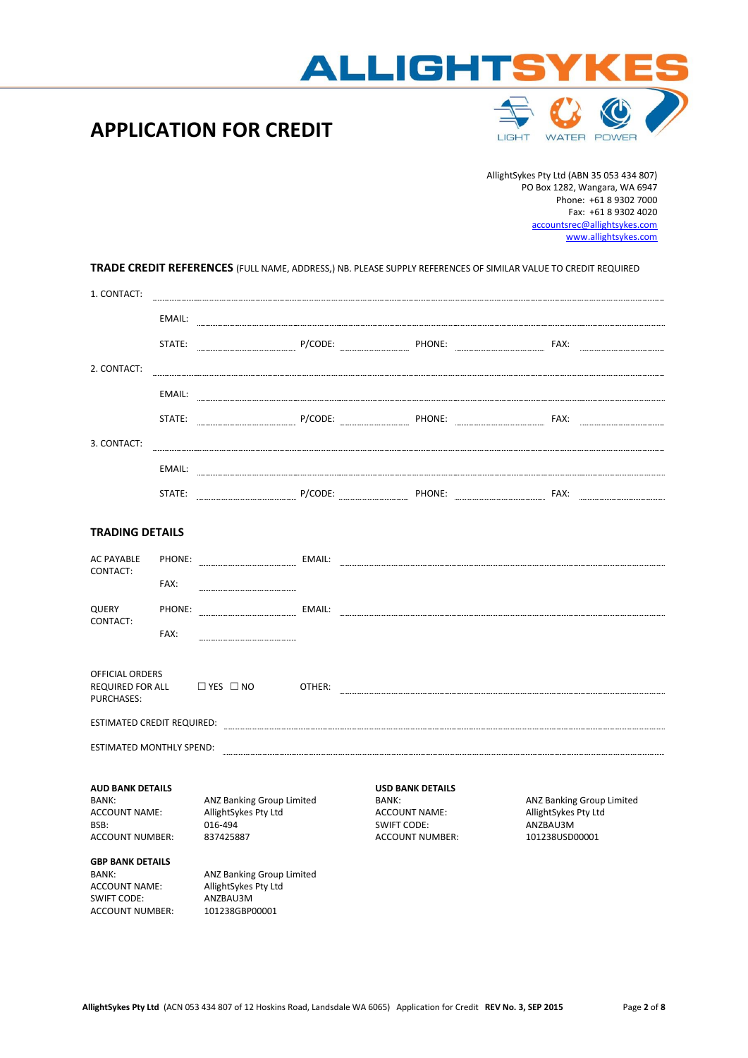# APPLICATION FOR CREDIT

AllightSykes Pty Ltd (ABN 35 053 434 807)
PO Box 1282, Wangara, WA 6947
Phone: +61 8 9302 7000
Fax: +61 8 9302 4020
accountsrec@allightsykes.com
www.allightsykes.com

**TRADE CREDIT REFERENCES** (FULL NAME, ADDRESS,) NB. PLEASE SUPPLY REFERENCES OF SIMILAR VALUE TO CREDIT REQUIRED

1. CONTACT: ____________________

EMAIL: ____________________

STATE: __________ P/CODE: __________ PHONE: __________ FAX: __________

2. CONTACT: ____________________

EMAIL: ____________________

STATE: __________ P/CODE: __________ PHONE: __________ FAX: __________

3. CONTACT: ____________________

EMAIL: ____________________

STATE: __________ P/CODE: __________ PHONE: __________ FAX: __________

## TRADING DETAILS

AC PAYABLE CONTACT: PHONE: __________ EMAIL: ____________________

FAX: __________

QUERY CONTACT: PHONE: __________ EMAIL: ____________________

FAX: __________

OFFICIAL ORDERS REQUIRED FOR ALL PURCHASES: ☐ YES ☐ NO OTHER: ____________________

ESTIMATED CREDIT REQUIRED: ____________________

ESTIMATED MONTHLY SPEND: ____________________

**AUD BANK DETAILS**

| | |
|---|---|
| BANK: | ANZ Banking Group Limited |
| ACCOUNT NAME: | AllightSykes Pty Ltd |
| BSB: | 016-494 |
| ACCOUNT NUMBER: | 837425887 |

**USD BANK DETAILS**

| | |
|---|---|
| BANK: | ANZ Banking Group Limited |
| ACCOUNT NAME: | AllightSykes Pty Ltd |
| SWIFT CODE: | ANZBAU3M |
| ACCOUNT NUMBER: | 101238USD00001 |

**GBP BANK DETAILS**

| | |
|---|---|
| BANK: | ANZ Banking Group Limited |
| ACCOUNT NAME: | AllightSykes Pty Ltd |
| SWIFT CODE: | ANZBAU3M |
| ACCOUNT NUMBER: | 101238GBP00001 |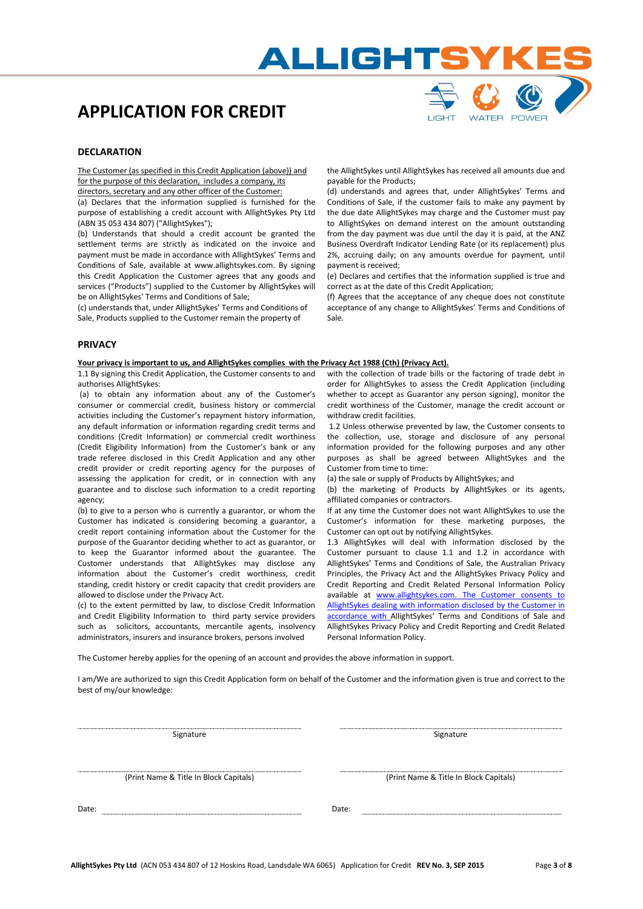# APPLICATION FOR CREDIT

## DECLARATION

The Customer (as specified in this Credit Application (above)) and for the purpose of this declaration, includes a company, its directors, secretary and any other officer of the Customer:

(a) Declares that the information supplied is furnished for the purpose of establishing a credit account with AllightSykes Pty Ltd (ABN 35 053 434 807) ("AllightSykes");

(b) Understands that should a credit account be granted the settlement terms are strictly as indicated on the invoice and payment must be made in accordance with AllightSykes' Terms and Conditions of Sale, available at www.allightsykes.com. By signing this Credit Application the Customer agrees that any goods and services ("Products") supplied to the Customer by AllightSykes will be on AllightSykes' Terms and Conditions of Sale;

(c) understands that, under AllightSykes' Terms and Conditions of Sale, Products supplied to the Customer remain the property of the AllightSykes until AllightSykes has received all amounts due and payable for the Products;

(d) understands and agrees that, under AllightSykes' Terms and Conditions of Sale, if the customer fails to make any payment by the due date AllightSykes may charge and the Customer must pay to AllightSykes on demand interest on the amount outstanding from the day payment was due until the day it is paid, at the ANZ Business Overdraft Indicator Lending Rate (or its replacement) plus 2%, accruing daily; on any amounts overdue for payment, until payment is received;

(e) Declares and certifies that the information supplied is true and correct as at the date of this Credit Application;

(f) Agrees that the acceptance of any cheque does not constitute acceptance of any change to AllightSykes' Terms and Conditions of Sale.

## PRIVACY

**Your privacy is important to us, and AllightSykes complies with the Privacy Act 1988 (Cth) (Privacy Act).**

1.1 By signing this Credit Application, the Customer consents to and authorises AllightSykes:

(a) to obtain any information about any of the Customer's consumer or commercial credit, business history or commercial activities including the Customer's repayment history information, any default information or information regarding credit terms and conditions (Credit Information) or commercial credit worthiness (Credit Eligibility Information) from the Customer's bank or any trade referee disclosed in this Credit Application and any other credit provider or credit reporting agency for the purposes of assessing the application for credit, or in connection with any guarantee and to disclose such information to a credit reporting agency;

(b) to give to a person who is currently a guarantor, or whom the Customer has indicated is considering becoming a guarantor, a credit report containing information about the Customer for the purpose of the Guarantor deciding whether to act as guarantor, or to keep the Guarantor informed about the guarantee. The Customer understands that AllightSykes may disclose any information about the Customer's credit worthiness, credit standing, credit history or credit capacity that credit providers are allowed to disclose under the Privacy Act.

(c) to the extent permitted by law, to disclose Credit Information and Credit Eligibility Information to third party service providers such as solicitors, accountants, mercantile agents, insolvency administrators, insurers and insurance brokers, persons involved with the collection of trade bills or the factoring of trade debt in order for AllightSykes to assess the Credit Application (including whether to accept as Guarantor any person signing), monitor the credit worthiness of the Customer, manage the credit account or withdraw credit facilities.

1.2 Unless otherwise prevented by law, the Customer consents to the collection, use, storage and disclosure of any personal information provided for the following purposes and any other purposes as shall be agreed between AllightSykes and the Customer from time to time:

(a) the sale or supply of Products by AllightSykes; and

(b) the marketing of Products by AllightSykes or its agents, affiliated companies or contractors.

If at any time the Customer does not want AllightSykes to use the Customer's information for these marketing purposes, the Customer can opt out by notifying AllightSykes.

1.3 AllightSykes will deal with information disclosed by the Customer pursuant to clause 1.1 and 1.2 in accordance with AllightSykes' Terms and Conditions of Sale, the Australian Privacy Principles, the Privacy Act and the AllightSykes Privacy Policy and Credit Reporting and Credit Related Personal Information Policy available at www.allightsykes.com. The Customer consents to AllightSykes dealing with information disclosed by the Customer in accordance with AllightSykes' Terms and Conditions of Sale and AllightSykes Privacy Policy and Credit Reporting and Credit Related Personal Information Policy.

The Customer hereby applies for the opening of an account and provides the above information in support.

I am/We are authorized to sign this Credit Application form on behalf of the Customer and the information given is true and correct to the best of my/our knowledge:

| | |
|---|---|
| ........................................ Signature | ........................................ Signature |
| ........................................ (Print Name & Title In Block Capitals) | ........................................ (Print Name & Title In Block Capitals) |
| Date: ........................................ | Date: ........................................ |

**AllightSykes Pty Ltd** (ACN 053 434 807 of 12 Hoskins Road, Landsdale WA 6065) Application for Credit **REV No. 3, SEP 2015**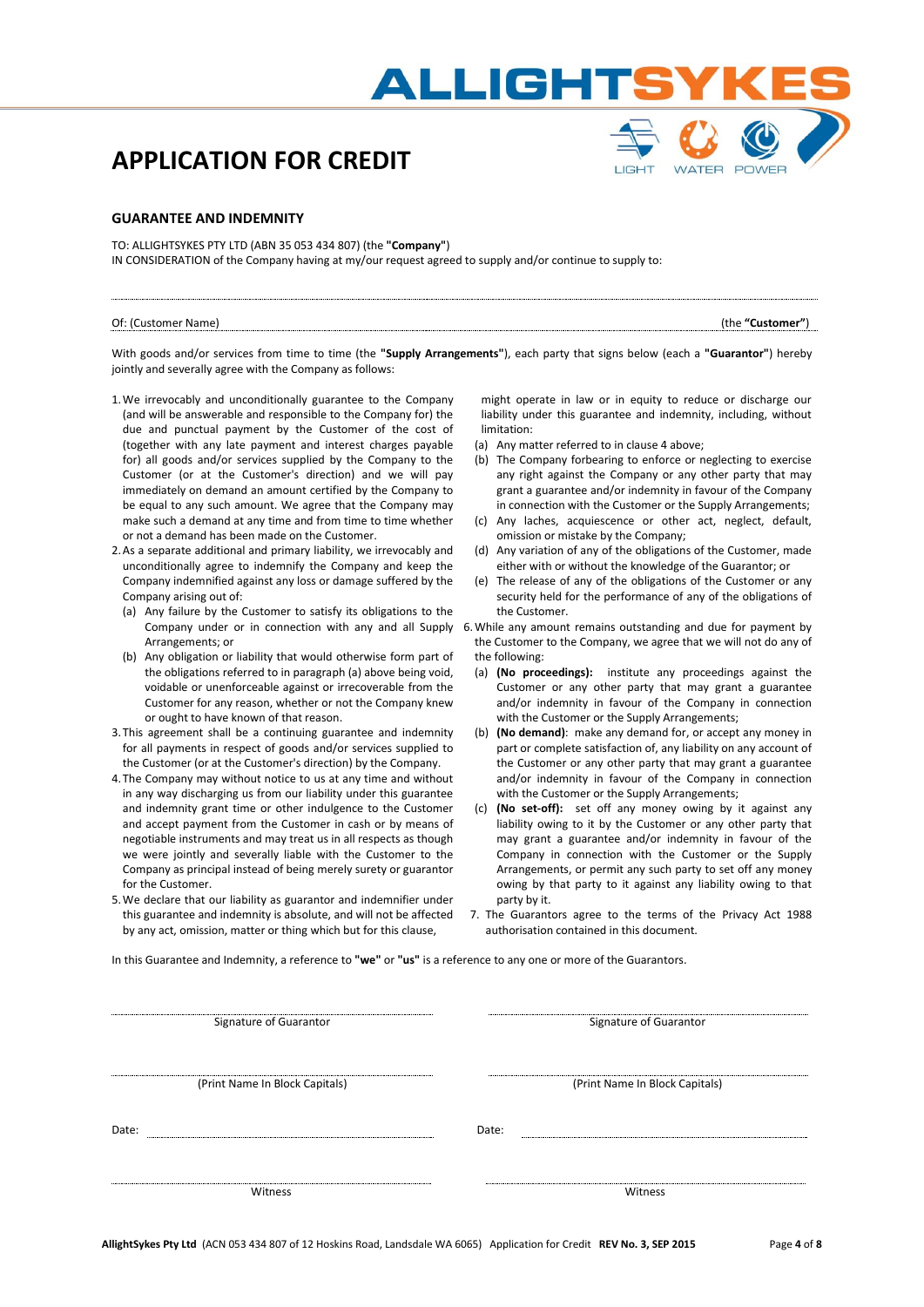# APPLICATION FOR CREDIT

## GUARANTEE AND INDEMNITY

TO: ALLIGHTSYKES PTY LTD (ABN 35 053 434 807) (the **"Company"**)
IN CONSIDERATION of the Company having at my/our request agreed to supply and/or continue to supply to:

..............................................................................................................................................................................................

Of: (Customer Name) ........................................................................................................................ (the **"Customer"**)

With goods and/or services from time to time (the **"Supply Arrangements"**), each party that signs below (each a **"Guarantor"**) hereby jointly and severally agree with the Company as follows:

1. We irrevocably and unconditionally guarantee to the Company (and will be answerable and responsible to the Company for) the due and punctual payment by the Customer of the cost of (together with any late payment and interest charges payable for) all goods and/or services supplied by the Company to the Customer (or at the Customer's direction) and we will pay immediately on demand an amount certified by the Company to be equal to any such amount. We agree that the Company may make such a demand at any time and from time to time whether or not a demand has been made on the Customer.
2. As a separate additional and primary liability, we irrevocably and unconditionally agree to indemnify the Company and keep the Company indemnified against any loss or damage suffered by the Company arising out of:
   (a) Any failure by the Customer to satisfy its obligations to the Company under or in connection with any and all Supply Arrangements; or
   (b) Any obligation or liability that would otherwise form part of the obligations referred to in paragraph (a) above being void, voidable or unenforceable against or irrecoverable from the Customer for any reason, whether or not the Company knew or ought to have known of that reason.
3. This agreement shall be a continuing guarantee and indemnity for all payments in respect of goods and/or services supplied to the Customer (or at the Customer's direction) by the Company.
4. The Company may without notice to us at any time and without in any way discharging us from our liability under this guarantee and indemnity grant time or other indulgence to the Customer and accept payment from the Customer in cash or by means of negotiable instruments and may treat us in all respects as though we were jointly and severally liable with the Customer to the Company as principal instead of being merely surety or guarantor for the Customer.
5. We declare that our liability as guarantor and indemnifier under this guarantee and indemnity is absolute, and will not be affected by any act, omission, matter or thing which but for this clause, might operate in law or in equity to reduce or discharge our liability under this guarantee and indemnity, including, without limitation:
   (a) Any matter referred to in clause 4 above;
   (b) The Company forbearing to enforce or neglecting to exercise any right against the Company or any other party that may grant a guarantee and/or indemnity in favour of the Company in connection with the Customer or the Supply Arrangements;
   (c) Any laches, acquiescence or other act, neglect, default, omission or mistake by the Company;
   (d) Any variation of any of the obligations of the Customer, made either with or without the knowledge of the Guarantor; or
   (e) The release of any of the obligations of the Customer or any security held for the performance of any of the obligations of the Customer.
6. While any amount remains outstanding and due for payment by the Customer to the Company, we agree that we will not do any of the following:
   (a) **(No proceedings):** institute any proceedings against the Customer or any other party that may grant a guarantee and/or indemnity in favour of the Company in connection with the Customer or the Supply Arrangements;
   (b) **(No demand):** make any demand for, or accept any money in part or complete satisfaction of, any liability on any account of the Customer or any other party that may grant a guarantee and/or indemnity in favour of the Company in connection with the Customer or the Supply Arrangements;
   (c) **(No set-off):** set off any money owing by it against any liability owing to it by the Customer or any other party that may grant a guarantee and/or indemnity in favour of the Company in connection with the Customer or the Supply Arrangements, or permit any such party to set off any money owing by that party to it against any liability owing to that party by it.
7. The Guarantors agree to the terms of the Privacy Act 1988 authorisation contained in this document.

In this Guarantee and Indemnity, a reference to **"we"** or **"us"** is a reference to any one or more of the Guarantors.

| | |
|---|---|
| ........................................ Signature of Guarantor | ........................................ Signature of Guarantor |
| ........................................ (Print Name In Block Capitals) | ........................................ (Print Name In Block Capitals) |
| Date: ........................................ | Date: ........................................ |
| ........................................ Witness | ........................................ Witness |

**AllightSykes Pty Ltd** (ACN 053 434 807 of 12 Hoskins Road, Landsdale WA 6065) Application for Credit **REV No. 3, SEP 2015**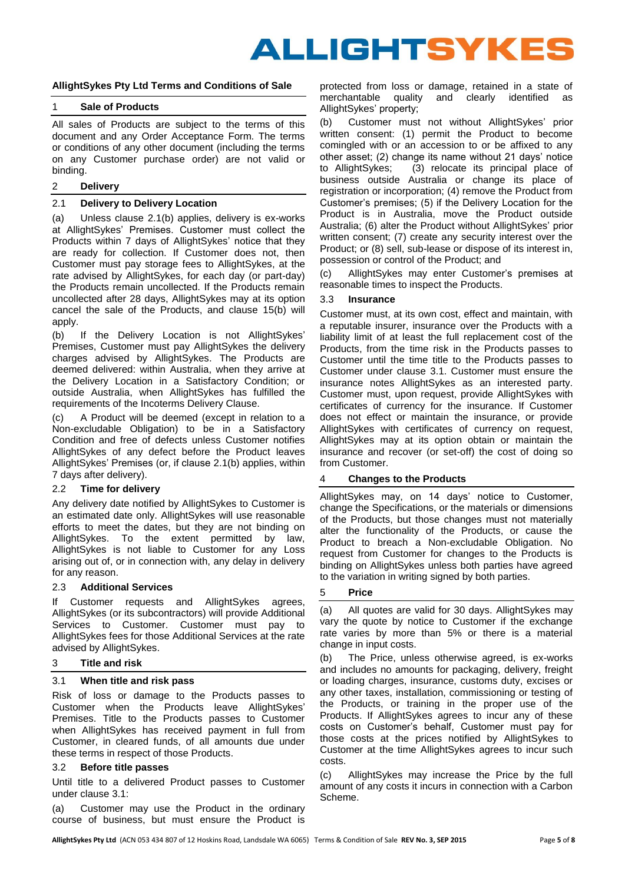**AllightSykes Pty Ltd Terms and Conditions of Sale**

## 1 Sale of Products

All sales of Products are subject to the terms of this document and any Order Acceptance Form. The terms or conditions of any other document (including the terms on any Customer purchase order) are not valid or binding.

## 2 Delivery

### 2.1 Delivery to Delivery Location

(a) Unless clause 2.1(b) applies, delivery is ex-works at AllightSykes' Premises. Customer must collect the Products within 7 days of AllightSykes' notice that they are ready for collection. If Customer does not, then Customer must pay storage fees to AllightSykes, at the rate advised by AllightSykes, for each day (or part-day) the Products remain uncollected. If the Products remain uncollected after 28 days, AllightSykes may at its option cancel the sale of the Products, and clause 15(b) will apply.

(b) If the Delivery Location is not AllightSykes' Premises, Customer must pay AllightSykes the delivery charges advised by AllightSykes. The Products are deemed delivered: within Australia, when they arrive at the Delivery Location in a Satisfactory Condition; or outside Australia, when AllightSykes has fulfilled the requirements of the Incoterms Delivery Clause.

(c) A Product will be deemed (except in relation to a Non-excludable Obligation) to be in a Satisfactory Condition and free of defects unless Customer notifies AllightSykes of any defect before the Product leaves AllightSykes' Premises (or, if clause 2.1(b) applies, within 7 days after delivery).

### 2.2 Time for delivery

Any delivery date notified by AllightSykes to Customer is an estimated date only. AllightSykes will use reasonable efforts to meet the dates, but they are not binding on AllightSykes. To the extent permitted by law, AllightSykes is not liable to Customer for any Loss arising out of, or in connection with, any delay in delivery for any reason.

### 2.3 Additional Services

If Customer requests and AllightSykes agrees, AllightSykes (or its subcontractors) will provide Additional Services to Customer. Customer must pay to AllightSykes fees for those Additional Services at the rate advised by AllightSykes.

## 3 Title and risk

### 3.1 When title and risk pass

Risk of loss or damage to the Products passes to Customer when the Products leave AllightSykes' Premises. Title to the Products passes to Customer when AllightSykes has received payment in full from Customer, in cleared funds, of all amounts due under these terms in respect of those Products.

### 3.2 Before title passes

Until title to a delivered Product passes to Customer under clause 3.1:

(a) Customer may use the Product in the ordinary course of business, but must ensure the Product is protected from loss or damage, retained in a state of merchantable quality and clearly identified as AllightSykes' property;

(b) Customer must not without AllightSykes' prior written consent: (1) permit the Product to become comingled with or an accession to or be affixed to any other asset; (2) change its name without 21 days' notice to AllightSykes; (3) relocate its principal place of business outside Australia or change its place of registration or incorporation; (4) remove the Product from Customer's premises; (5) if the Delivery Location for the Product is in Australia, move the Product outside Australia; (6) alter the Product without AllightSykes' prior written consent; (7) create any security interest over the Product; or (8) sell, sub-lease or dispose of its interest in, possession or control of the Product; and

(c) AllightSykes may enter Customer's premises at reasonable times to inspect the Products.

### 3.3 Insurance

Customer must, at its own cost, effect and maintain, with a reputable insurer, insurance over the Products with a liability limit of at least the full replacement cost of the Products, from the time risk in the Products passes to Customer until the time title to the Products passes to Customer under clause 3.1. Customer must ensure the insurance notes AllightSykes as an interested party. Customer must, upon request, provide AllightSykes with certificates of currency for the insurance. If Customer does not effect or maintain the insurance, or provide AllightSykes with certificates of currency on request, AllightSykes may at its option obtain or maintain the insurance and recover (or set-off) the cost of doing so from Customer.

## 4 Changes to the Products

AllightSykes may, on 14 days' notice to Customer, change the Specifications, or the materials or dimensions of the Products, but those changes must not materially alter the functionality of the Products, or cause the Product to breach a Non-excludable Obligation. No request from Customer for changes to the Products is binding on AllightSykes unless both parties have agreed to the variation in writing signed by both parties.

## 5 Price

(a) All quotes are valid for 30 days. AllightSykes may vary the quote by notice to Customer if the exchange rate varies by more than 5% or there is a material change in input costs.

(b) The Price, unless otherwise agreed, is ex-works and includes no amounts for packaging, delivery, freight or loading charges, insurance, customs duty, excises or any other taxes, installation, commissioning or testing of the Products, or training in the proper use of the Products. If AllightSykes agrees to incur any of these costs on Customer's behalf, Customer must pay for those costs at the prices notified by AllightSykes to Customer at the time AllightSykes agrees to incur such costs.

(c) AllightSykes may increase the Price by the full amount of any costs it incurs in connection with a Carbon Scheme.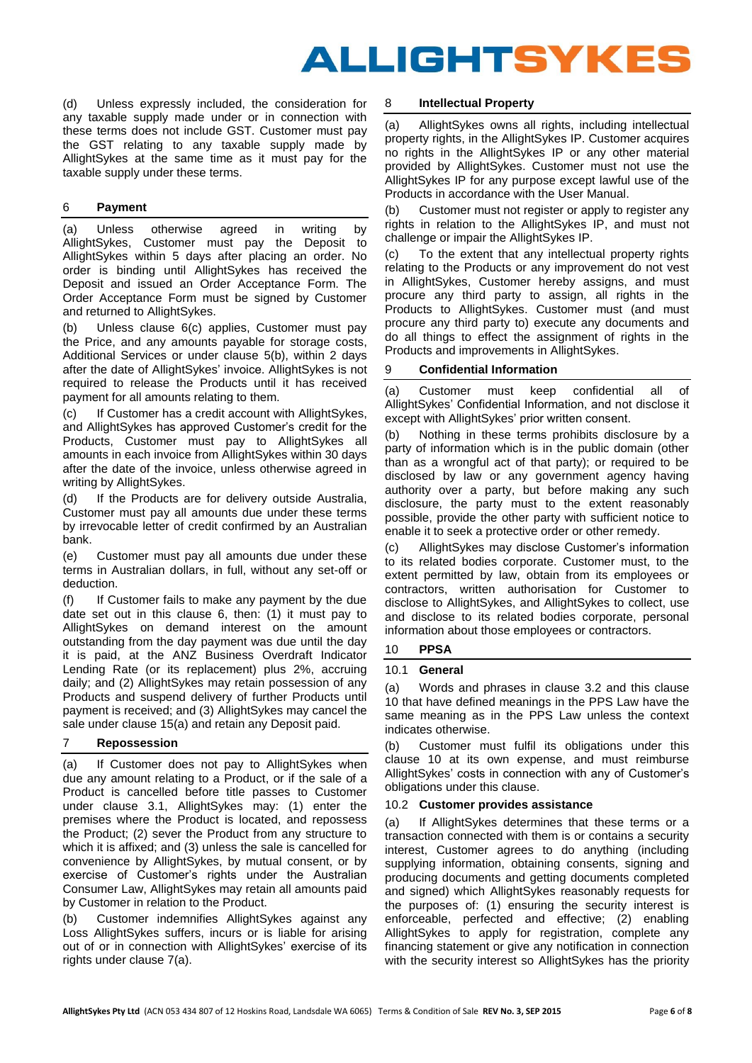(d) Unless expressly included, the consideration for any taxable supply made under or in connection with these terms does not include GST. Customer must pay the GST relating to any taxable supply made by AllightSykes at the same time as it must pay for the taxable supply under these terms.

## 6 Payment

(a) Unless otherwise agreed in writing by AllightSykes, Customer must pay the Deposit to AllightSykes within 5 days after placing an order. No order is binding until AllightSykes has received the Deposit and issued an Order Acceptance Form. The Order Acceptance Form must be signed by Customer and returned to AllightSykes.

(b) Unless clause 6(c) applies, Customer must pay the Price, and any amounts payable for storage costs, Additional Services or under clause 5(b), within 2 days after the date of AllightSykes' invoice. AllightSykes is not required to release the Products until it has received payment for all amounts relating to them.

(c) If Customer has a credit account with AllightSykes, and AllightSykes has approved Customer's credit for the Products, Customer must pay to AllightSykes all amounts in each invoice from AllightSykes within 30 days after the date of the invoice, unless otherwise agreed in writing by AllightSykes.

(d) If the Products are for delivery outside Australia, Customer must pay all amounts due under these terms by irrevocable letter of credit confirmed by an Australian bank.

(e) Customer must pay all amounts due under these terms in Australian dollars, in full, without any set-off or deduction.

(f) If Customer fails to make any payment by the due date set out in this clause 6, then: (1) it must pay to AllightSykes on demand interest on the amount outstanding from the day payment was due until the day it is paid, at the ANZ Business Overdraft Indicator Lending Rate (or its replacement) plus 2%, accruing daily; and (2) AllightSykes may retain possession of any Products and suspend delivery of further Products until payment is received; and (3) AllightSykes may cancel the sale under clause 15(a) and retain any Deposit paid.

## 7 Repossession

(a) If Customer does not pay to AllightSykes when due any amount relating to a Product, or if the sale of a Product is cancelled before title passes to Customer under clause 3.1, AllightSykes may: (1) enter the premises where the Product is located, and repossess the Product; (2) sever the Product from any structure to which it is affixed; and (3) unless the sale is cancelled for convenience by AllightSykes, by mutual consent, or by exercise of Customer's rights under the Australian Consumer Law, AllightSykes may retain all amounts paid by Customer in relation to the Product.

(b) Customer indemnifies AllightSykes against any Loss AllightSykes suffers, incurs or is liable for arising out of or in connection with AllightSykes' exercise of its rights under clause 7(a).

## 8 Intellectual Property

(a) AllightSykes owns all rights, including intellectual property rights, in the AllightSykes IP. Customer acquires no rights in the AllightSykes IP or any other material provided by AllightSykes. Customer must not use the AllightSykes IP for any purpose except lawful use of the Products in accordance with the User Manual.

(b) Customer must not register or apply to register any rights in relation to the AllightSykes IP, and must not challenge or impair the AllightSykes IP.

(c) To the extent that any intellectual property rights relating to the Products or any improvement do not vest in AllightSykes, Customer hereby assigns, and must procure any third party to assign, all rights in the Products to AllightSykes. Customer must (and must procure any third party to) execute any documents and do all things to effect the assignment of rights in the Products and improvements in AllightSykes.

## 9 Confidential Information

(a) Customer must keep confidential all of AllightSykes' Confidential Information, and not disclose it except with AllightSykes' prior written consent.

(b) Nothing in these terms prohibits disclosure by a party of information which is in the public domain (other than as a wrongful act of that party); or required to be disclosed by law or any government agency having authority over a party, but before making any such disclosure, the party must to the extent reasonably possible, provide the other party with sufficient notice to enable it to seek a protective order or other remedy.

(c) AllightSykes may disclose Customer's information to its related bodies corporate. Customer must, to the extent permitted by law, obtain from its employees or contractors, written authorisation for Customer to disclose to AllightSykes, and AllightSykes to collect, use and disclose to its related bodies corporate, personal information about those employees or contractors.

## 10 PPSA

### 10.1 General

(a) Words and phrases in clause 3.2 and this clause 10 that have defined meanings in the PPS Law have the same meaning as in the PPS Law unless the context indicates otherwise.

(b) Customer must fulfil its obligations under this clause 10 at its own expense, and must reimburse AllightSykes' costs in connection with any of Customer's obligations under this clause.

### 10.2 Customer provides assistance

(a) If AllightSykes determines that these terms or a transaction connected with them is or contains a security interest, Customer agrees to do anything (including supplying information, obtaining consents, signing and producing documents and getting documents completed and signed) which AllightSykes reasonably requests for the purposes of: (1) ensuring the security interest is enforceable, perfected and effective; (2) enabling AllightSykes to apply for registration, complete any financing statement or give any notification in connection with the security interest so AllightSykes has the priority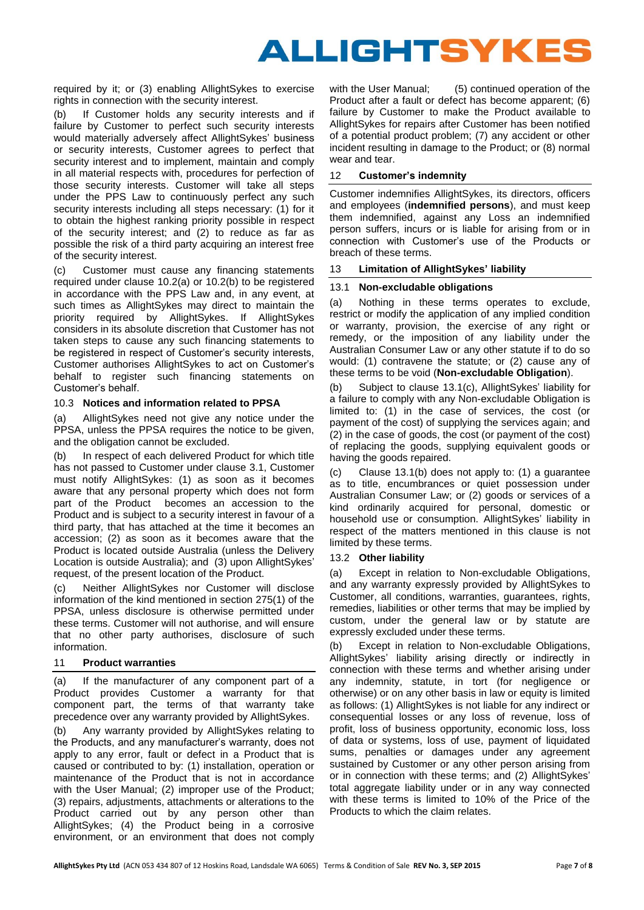required by it; or (3) enabling AllightSykes to exercise rights in connection with the security interest.

(b) If Customer holds any security interests and if failure by Customer to perfect such security interests would materially adversely affect AllightSykes' business or security interests, Customer agrees to perfect that security interest and to implement, maintain and comply in all material respects with, procedures for perfection of those security interests. Customer will take all steps under the PPS Law to continuously perfect any such security interests including all steps necessary: (1) for it to obtain the highest ranking priority possible in respect of the security interest; and (2) to reduce as far as possible the risk of a third party acquiring an interest free of the security interest.

(c) Customer must cause any financing statements required under clause 10.2(a) or 10.2(b) to be registered in accordance with the PPS Law and, in any event, at such times as AllightSykes may direct to maintain the priority required by AllightSykes. If AllightSykes considers in its absolute discretion that Customer has not taken steps to cause any such financing statements to be registered in respect of Customer's security interests, Customer authorises AllightSykes to act on Customer's behalf to register such financing statements on Customer's behalf.

### 10.3 Notices and information related to PPSA

(a) AllightSykes need not give any notice under the PPSA, unless the PPSA requires the notice to be given, and the obligation cannot be excluded.

(b) In respect of each delivered Product for which title has not passed to Customer under clause 3.1, Customer must notify AllightSykes: (1) as soon as it becomes aware that any personal property which does not form part of the Product becomes an accession to the Product and is subject to a security interest in favour of a third party, that has attached at the time it becomes an accession; (2) as soon as it becomes aware that the Product is located outside Australia (unless the Delivery Location is outside Australia); and (3) upon AllightSykes' request, of the present location of the Product.

(c) Neither AllightSykes nor Customer will disclose information of the kind mentioned in section 275(1) of the PPSA, unless disclosure is otherwise permitted under these terms. Customer will not authorise, and will ensure that no other party authorises, disclosure of such information.

## 11 Product warranties

(a) If the manufacturer of any component part of a Product provides Customer a warranty for that component part, the terms of that warranty take precedence over any warranty provided by AllightSykes.

(b) Any warranty provided by AllightSykes relating to the Products, and any manufacturer's warranty, does not apply to any error, fault or defect in a Product that is caused or contributed to by: (1) installation, operation or maintenance of the Product that is not in accordance with the User Manual; (2) improper use of the Product; (3) repairs, adjustments, attachments or alterations to the Product carried out by any person other than AllightSykes; (4) the Product being in a corrosive environment, or an environment that does not comply with the User Manual; (5) continued operation of the Product after a fault or defect has become apparent; (6) failure by Customer to make the Product available to AllightSykes for repairs after Customer has been notified of a potential product problem; (7) any accident or other incident resulting in damage to the Product; or (8) normal wear and tear.

## 12 Customer's indemnity

Customer indemnifies AllightSykes, its directors, officers and employees (**indemnified persons**), and must keep them indemnified, against any Loss an indemnified person suffers, incurs or is liable for arising from or in connection with Customer's use of the Products or breach of these terms.

## 13 Limitation of AllightSykes' liability

### 13.1 Non-excludable obligations

(a) Nothing in these terms operates to exclude, restrict or modify the application of any implied condition or warranty, provision, the exercise of any right or remedy, or the imposition of any liability under the Australian Consumer Law or any other statute if to do so would: (1) contravene the statute; or (2) cause any of these terms to be void (**Non-excludable Obligation**).

(b) Subject to clause 13.1(c), AllightSykes' liability for a failure to comply with any Non-excludable Obligation is limited to: (1) in the case of services, the cost (or payment of the cost) of supplying the services again; and (2) in the case of goods, the cost (or payment of the cost) of replacing the goods, supplying equivalent goods or having the goods repaired.

(c) Clause 13.1(b) does not apply to: (1) a guarantee as to title, encumbrances or quiet possession under Australian Consumer Law; or (2) goods or services of a kind ordinarily acquired for personal, domestic or household use or consumption. AllightSykes' liability in respect of the matters mentioned in this clause is not limited by these terms.

### 13.2 Other liability

(a) Except in relation to Non-excludable Obligations, and any warranty expressly provided by AllightSykes to Customer, all conditions, warranties, guarantees, rights, remedies, liabilities or other terms that may be implied by custom, under the general law or by statute are expressly excluded under these terms.

(b) Except in relation to Non-excludable Obligations, AllightSykes' liability arising directly or indirectly in connection with these terms and whether arising under any indemnity, statute, in tort (for negligence or otherwise) or on any other basis in law or equity is limited as follows: (1) AllightSykes is not liable for any indirect or consequential losses or any loss of revenue, loss of profit, loss of business opportunity, economic loss, loss of data or systems, loss of use, payment of liquidated sums, penalties or damages under any agreement sustained by Customer or any other person arising from or in connection with these terms; and (2) AllightSykes' total aggregate liability under or in any way connected with these terms is limited to 10% of the Price of the Products to which the claim relates.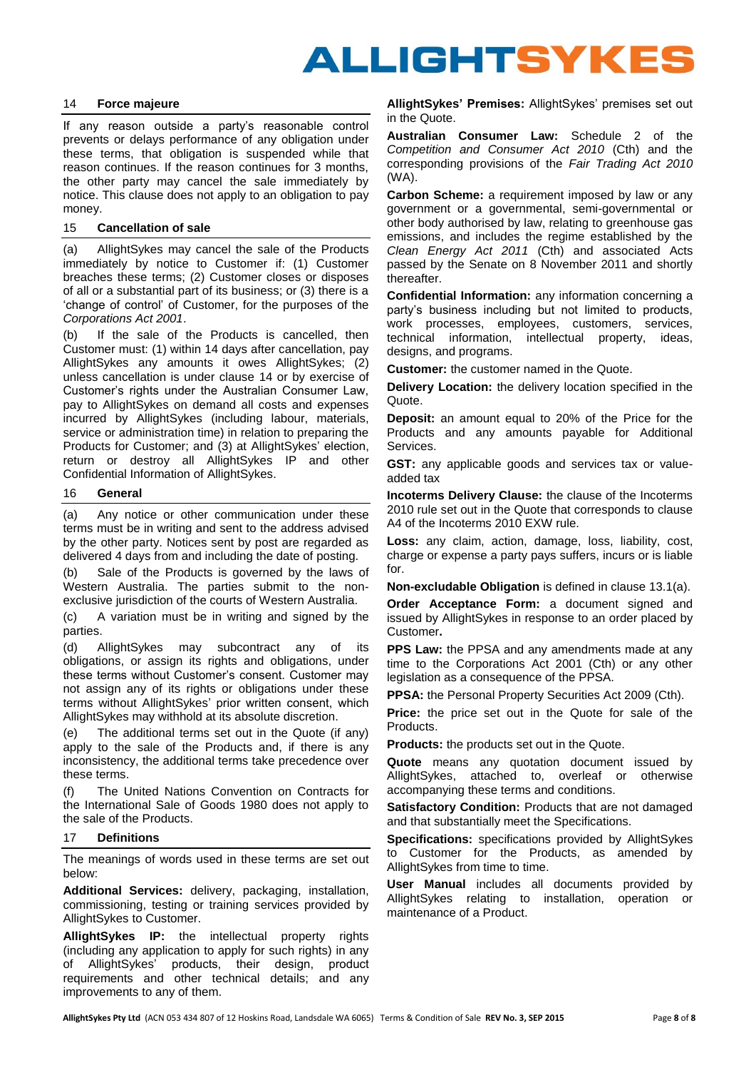## 14 Force majeure

If any reason outside a party's reasonable control prevents or delays performance of any obligation under these terms, that obligation is suspended while that reason continues. If the reason continues for 3 months, the other party may cancel the sale immediately by notice. This clause does not apply to an obligation to pay money.

## 15 Cancellation of sale

(a) AllightSykes may cancel the sale of the Products immediately by notice to Customer if: (1) Customer breaches these terms; (2) Customer closes or disposes of all or a substantial part of its business; or (3) there is a 'change of control' of Customer, for the purposes of the *Corporations Act 2001*.

(b) If the sale of the Products is cancelled, then Customer must: (1) within 14 days after cancellation, pay AllightSykes any amounts it owes AllightSykes; (2) unless cancellation is under clause 14 or by exercise of Customer's rights under the Australian Consumer Law, pay to AllightSykes on demand all costs and expenses incurred by AllightSykes (including labour, materials, service or administration time) in relation to preparing the Products for Customer; and (3) at AllightSykes' election, return or destroy all AllightSykes IP and other Confidential Information of AllightSykes.

## 16 General

(a) Any notice or other communication under these terms must be in writing and sent to the address advised by the other party. Notices sent by post are regarded as delivered 4 days from and including the date of posting.

(b) Sale of the Products is governed by the laws of Western Australia. The parties submit to the non-exclusive jurisdiction of the courts of Western Australia.

(c) A variation must be in writing and signed by the parties.

(d) AllightSykes may subcontract any of its obligations, or assign its rights and obligations, under these terms without Customer's consent. Customer may not assign any of its rights or obligations under these terms without AllightSykes' prior written consent, which AllightSykes may withhold at its absolute discretion.

(e) The additional terms set out in the Quote (if any) apply to the sale of the Products and, if there is any inconsistency, the additional terms take precedence over these terms.

(f) The United Nations Convention on Contracts for the International Sale of Goods 1980 does not apply to the sale of the Products.

## 17 Definitions

The meanings of words used in these terms are set out below:

**Additional Services:** delivery, packaging, installation, commissioning, testing or training services provided by AllightSykes to Customer.

**AllightSykes IP:** the intellectual property rights (including any application to apply for such rights) in any of AllightSykes' products, their design, product requirements and other technical details; and any improvements to any of them.

**AllightSykes' Premises:** AllightSykes' premises set out in the Quote.

**Australian Consumer Law:** Schedule 2 of the *Competition and Consumer Act 2010* (Cth) and the corresponding provisions of the *Fair Trading Act 2010* (WA).

**Carbon Scheme:** a requirement imposed by law or any government or a governmental, semi-governmental or other body authorised by law, relating to greenhouse gas emissions, and includes the regime established by the *Clean Energy Act 2011* (Cth) and associated Acts passed by the Senate on 8 November 2011 and shortly thereafter.

**Confidential Information:** any information concerning a party's business including but not limited to products, work processes, employees, customers, services, technical information, intellectual property, ideas, designs, and programs.

**Customer:** the customer named in the Quote.

**Delivery Location:** the delivery location specified in the Quote.

**Deposit:** an amount equal to 20% of the Price for the Products and any amounts payable for Additional Services.

**GST:** any applicable goods and services tax or value-added tax

**Incoterms Delivery Clause:** the clause of the Incoterms 2010 rule set out in the Quote that corresponds to clause A4 of the Incoterms 2010 EXW rule.

**Loss:** any claim, action, damage, loss, liability, cost, charge or expense a party pays suffers, incurs or is liable for.

**Non-excludable Obligation** is defined in clause 13.1(a).

**Order Acceptance Form:** a document signed and issued by AllightSykes in response to an order placed by Customer**.**

**PPS Law:** the PPSA and any amendments made at any time to the Corporations Act 2001 (Cth) or any other legislation as a consequence of the PPSA.

**PPSA:** the Personal Property Securities Act 2009 (Cth).

**Price:** the price set out in the Quote for sale of the Products.

**Products:** the products set out in the Quote.

**Quote** means any quotation document issued by AllightSykes, attached to, overleaf or otherwise accompanying these terms and conditions.

**Satisfactory Condition:** Products that are not damaged and that substantially meet the Specifications.

**Specifications:** specifications provided by AllightSykes to Customer for the Products, as amended by AllightSykes from time to time.

**User Manual** includes all documents provided by AllightSykes relating to installation, operation or maintenance of a Product.